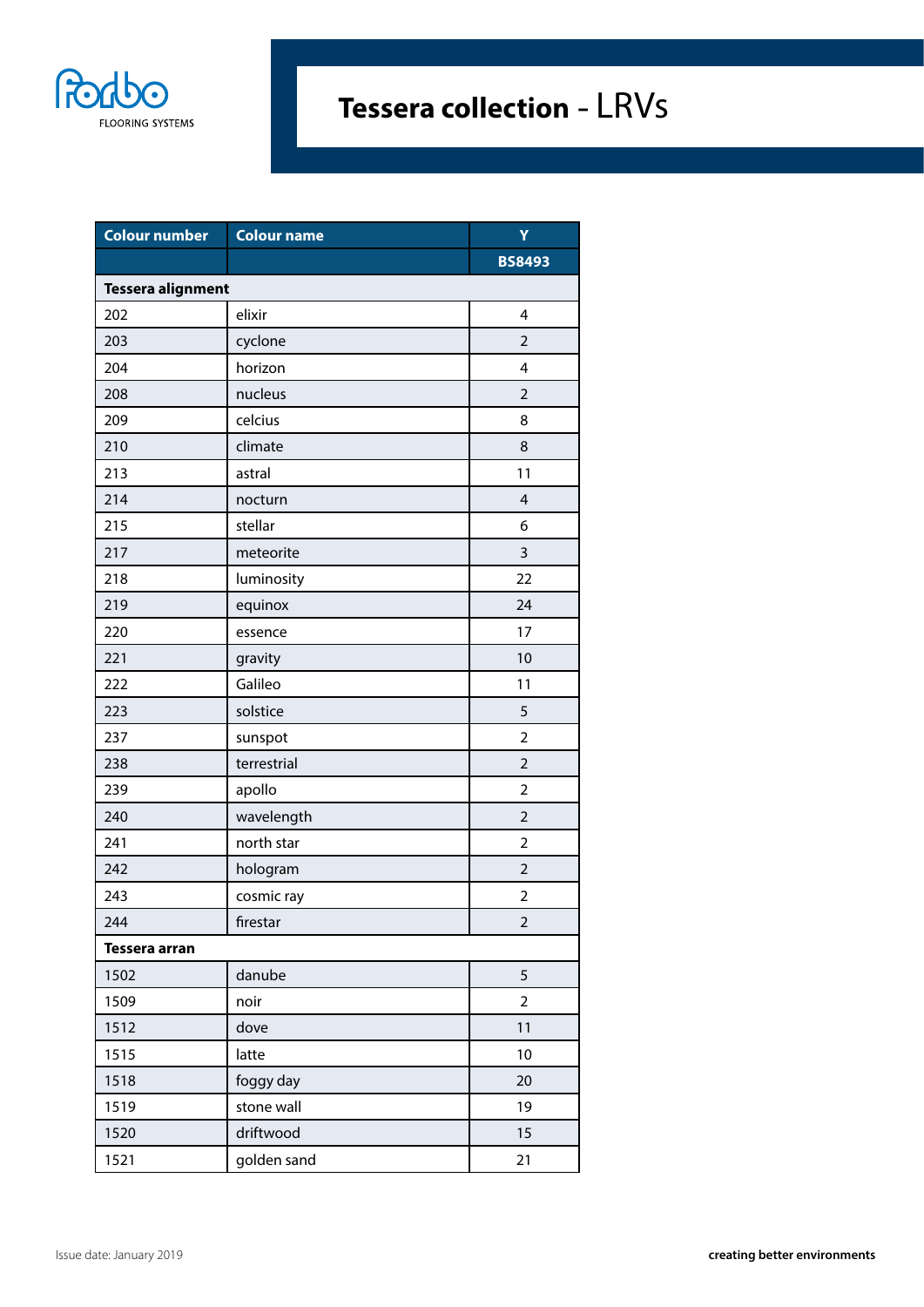# Tessera collection - LRVs

| Colour number | Colour name | Y |
|---|---|---|
| | | BS8493 |
| **Tessera alignment** | | |
| 202 | elixir | 4 |
| 203 | cyclone | 2 |
| 204 | horizon | 4 |
| 208 | nucleus | 2 |
| 209 | celcius | 8 |
| 210 | climate | 8 |
| 213 | astral | 11 |
| 214 | nocturn | 4 |
| 215 | stellar | 6 |
| 217 | meteorite | 3 |
| 218 | luminosity | 22 |
| 219 | equinox | 24 |
| 220 | essence | 17 |
| 221 | gravity | 10 |
| 222 | Galileo | 11 |
| 223 | solstice | 5 |
| 237 | sunspot | 2 |
| 238 | terrestrial | 2 |
| 239 | apollo | 2 |
| 240 | wavelength | 2 |
| 241 | north star | 2 |
| 242 | hologram | 2 |
| 243 | cosmic ray | 2 |
| 244 | firestar | 2 |
| **Tessera arran** | | |
| 1502 | danube | 5 |
| 1509 | noir | 2 |
| 1512 | dove | 11 |
| 1515 | latte | 10 |
| 1518 | foggy day | 20 |
| 1519 | stone wall | 19 |
| 1520 | driftwood | 15 |
| 1521 | golden sand | 21 |

Issue date: January 2019

**creating better environments**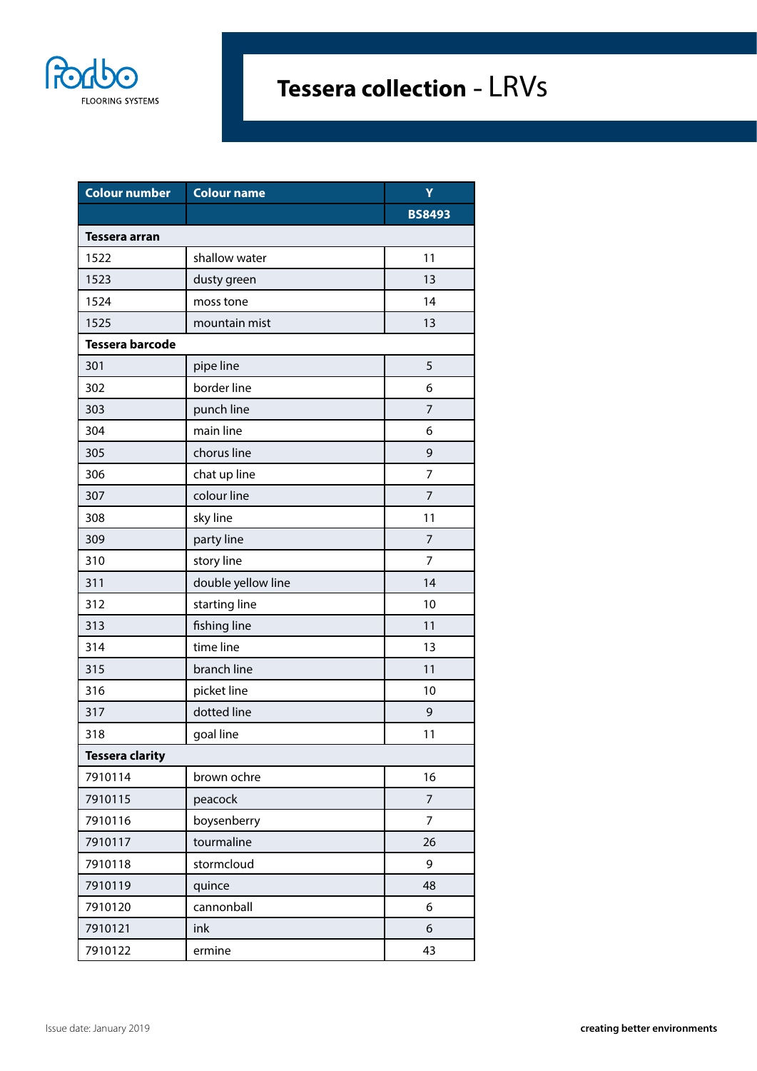# Tessera collection - LRVs

| Colour number | Colour name | Y |
|---|---|---|
| | | BS8493 |
| **Tessera arran** | | |
| 1522 | shallow water | 11 |
| 1523 | dusty green | 13 |
| 1524 | moss tone | 14 |
| 1525 | mountain mist | 13 |
| **Tessera barcode** | | |
| 301 | pipe line | 5 |
| 302 | border line | 6 |
| 303 | punch line | 7 |
| 304 | main line | 6 |
| 305 | chorus line | 9 |
| 306 | chat up line | 7 |
| 307 | colour line | 7 |
| 308 | sky line | 11 |
| 309 | party line | 7 |
| 310 | story line | 7 |
| 311 | double yellow line | 14 |
| 312 | starting line | 10 |
| 313 | fishing line | 11 |
| 314 | time line | 13 |
| 315 | branch line | 11 |
| 316 | picket line | 10 |
| 317 | dotted line | 9 |
| 318 | goal line | 11 |
| **Tessera clarity** | | |
| 7910114 | brown ochre | 16 |
| 7910115 | peacock | 7 |
| 7910116 | boysenberry | 7 |
| 7910117 | tourmaline | 26 |
| 7910118 | stormcloud | 9 |
| 7910119 | quince | 48 |
| 7910120 | cannonball | 6 |
| 7910121 | ink | 6 |
| 7910122 | ermine | 43 |

Issue date: January 2019

**creating better environments**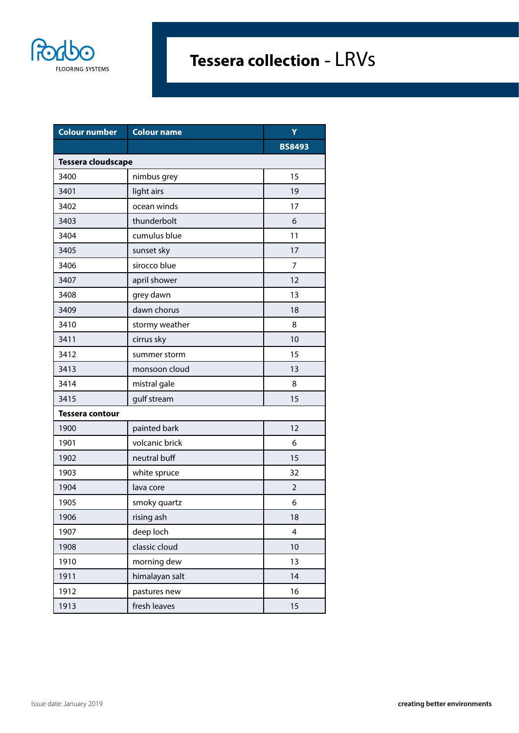# Tessera collection - LRVs

| Colour number | Colour name | Y |
|---|---|---|
| | | BS8493 |
| **Tessera cloudscape** | | |
| 3400 | nimbus grey | 15 |
| 3401 | light airs | 19 |
| 3402 | ocean winds | 17 |
| 3403 | thunderbolt | 6 |
| 3404 | cumulus blue | 11 |
| 3405 | sunset sky | 17 |
| 3406 | sirocco blue | 7 |
| 3407 | april shower | 12 |
| 3408 | grey dawn | 13 |
| 3409 | dawn chorus | 18 |
| 3410 | stormy weather | 8 |
| 3411 | cirrus sky | 10 |
| 3412 | summer storm | 15 |
| 3413 | monsoon cloud | 13 |
| 3414 | mistral gale | 8 |
| 3415 | gulf stream | 15 |
| **Tessera contour** | | |
| 1900 | painted bark | 12 |
| 1901 | volcanic brick | 6 |
| 1902 | neutral buff | 15 |
| 1903 | white spruce | 32 |
| 1904 | lava core | 2 |
| 1905 | smoky quartz | 6 |
| 1906 | rising ash | 18 |
| 1907 | deep loch | 4 |
| 1908 | classic cloud | 10 |
| 1910 | morning dew | 13 |
| 1911 | himalayan salt | 14 |
| 1912 | pastures new | 16 |
| 1913 | fresh leaves | 15 |

Issue date: January 2019

**creating better environments**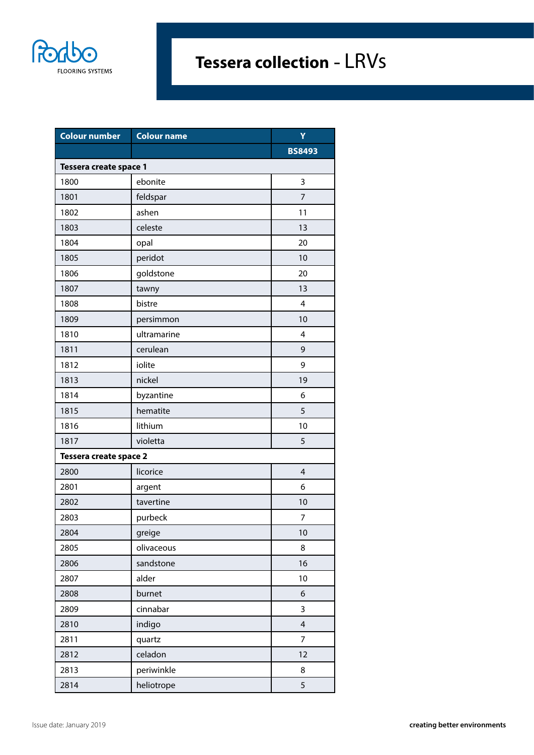# Tessera collection - LRVs

| Colour number | Colour name | Y |
|---|---|---|
| | | BS8493 |
| **Tessera create space 1** | | |
| 1800 | ebonite | 3 |
| 1801 | feldspar | 7 |
| 1802 | ashen | 11 |
| 1803 | celeste | 13 |
| 1804 | opal | 20 |
| 1805 | peridot | 10 |
| 1806 | goldstone | 20 |
| 1807 | tawny | 13 |
| 1808 | bistre | 4 |
| 1809 | persimmon | 10 |
| 1810 | ultramarine | 4 |
| 1811 | cerulean | 9 |
| 1812 | iolite | 9 |
| 1813 | nickel | 19 |
| 1814 | byzantine | 6 |
| 1815 | hematite | 5 |
| 1816 | lithium | 10 |
| 1817 | violetta | 5 |
| **Tessera create space 2** | | |
| 2800 | licorice | 4 |
| 2801 | argent | 6 |
| 2802 | tavertine | 10 |
| 2803 | purbeck | 7 |
| 2804 | greige | 10 |
| 2805 | olivaceous | 8 |
| 2806 | sandstone | 16 |
| 2807 | alder | 10 |
| 2808 | burnet | 6 |
| 2809 | cinnabar | 3 |
| 2810 | indigo | 4 |
| 2811 | quartz | 7 |
| 2812 | celadon | 12 |
| 2813 | periwinkle | 8 |
| 2814 | heliotrope | 5 |

Issue date: January 2019

**creating better environments**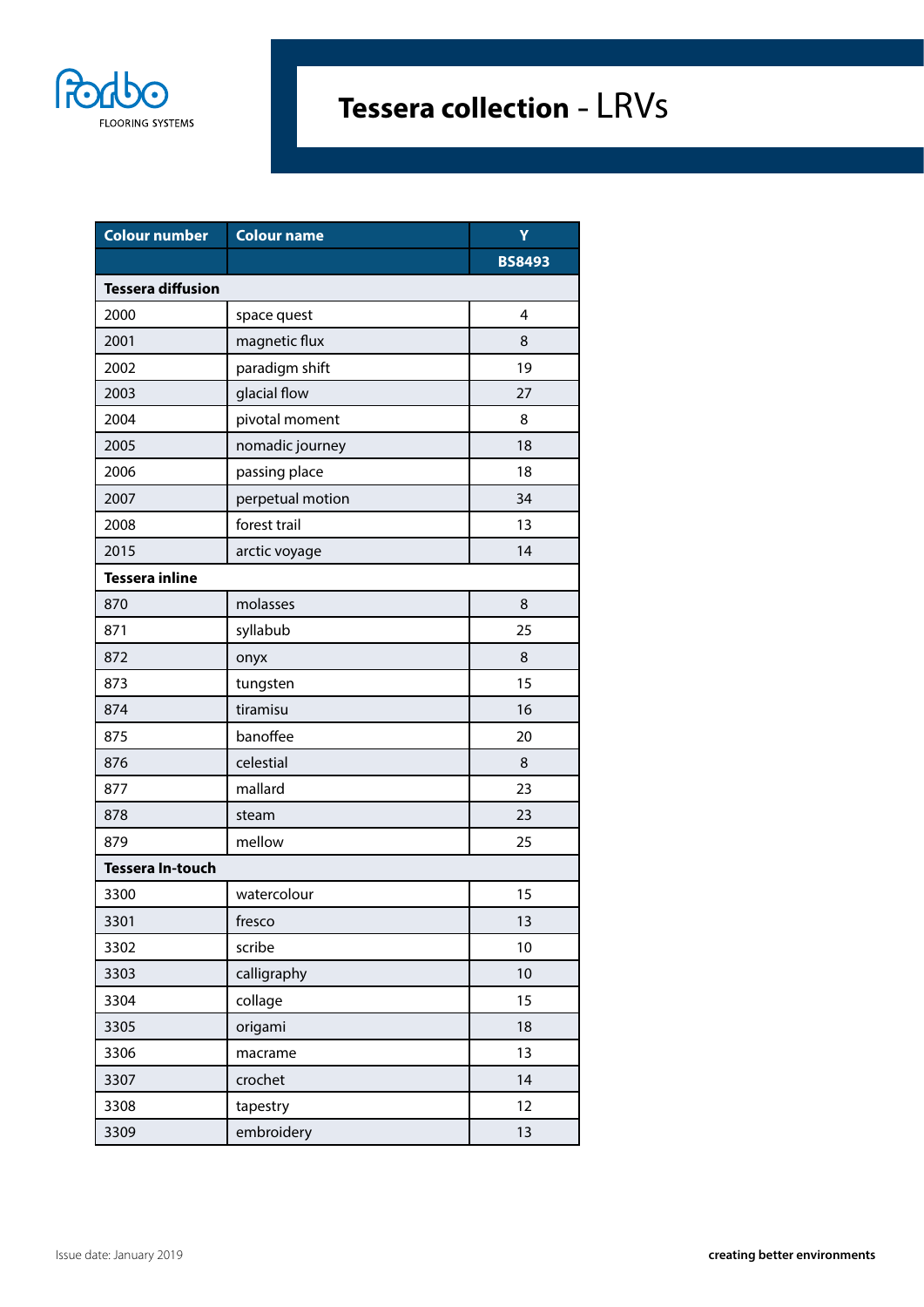# Tessera collection - LRVs

| Colour number | Colour name | Y |
|---|---|---|
| | | BS8493 |
| **Tessera diffusion** | | |
| 2000 | space quest | 4 |
| 2001 | magnetic flux | 8 |
| 2002 | paradigm shift | 19 |
| 2003 | glacial flow | 27 |
| 2004 | pivotal moment | 8 |
| 2005 | nomadic journey | 18 |
| 2006 | passing place | 18 |
| 2007 | perpetual motion | 34 |
| 2008 | forest trail | 13 |
| 2015 | arctic voyage | 14 |
| **Tessera inline** | | |
| 870 | molasses | 8 |
| 871 | syllabub | 25 |
| 872 | onyx | 8 |
| 873 | tungsten | 15 |
| 874 | tiramisu | 16 |
| 875 | banoffee | 20 |
| 876 | celestial | 8 |
| 877 | mallard | 23 |
| 878 | steam | 23 |
| 879 | mellow | 25 |
| **Tessera In-touch** | | |
| 3300 | watercolour | 15 |
| 3301 | fresco | 13 |
| 3302 | scribe | 10 |
| 3303 | calligraphy | 10 |
| 3304 | collage | 15 |
| 3305 | origami | 18 |
| 3306 | macrame | 13 |
| 3307 | crochet | 14 |
| 3308 | tapestry | 12 |
| 3309 | embroidery | 13 |

Issue date: January 2019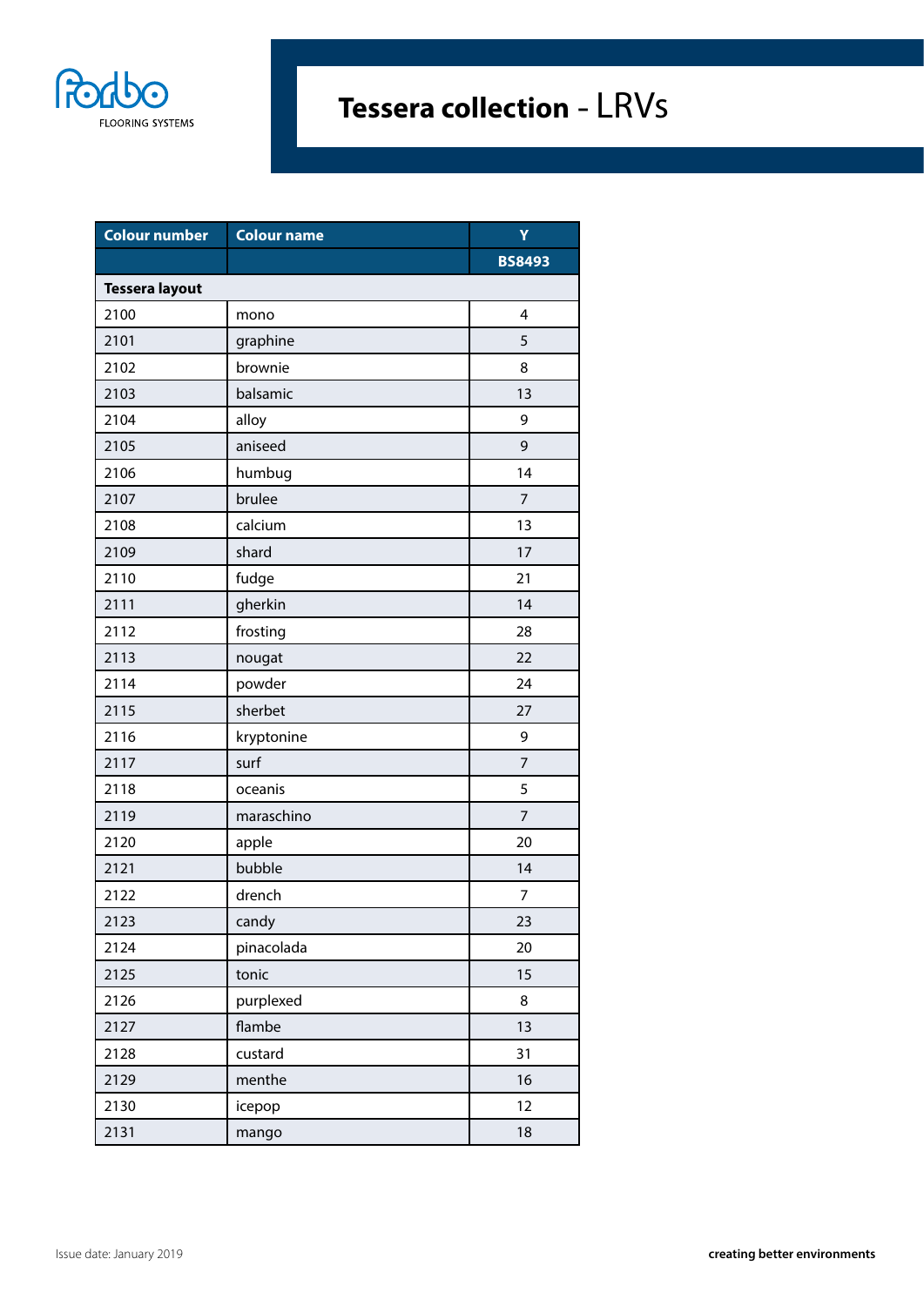forbo FLOORING SYSTEMS

# Tessera collection - LRVs

| Colour number | Colour name | Y |
|---|---|---|
| | | BS8493 |
| **Tessera layout** | | |
| 2100 | mono | 4 |
| 2101 | graphine | 5 |
| 2102 | brownie | 8 |
| 2103 | balsamic | 13 |
| 2104 | alloy | 9 |
| 2105 | aniseed | 9 |
| 2106 | humbug | 14 |
| 2107 | brulee | 7 |
| 2108 | calcium | 13 |
| 2109 | shard | 17 |
| 2110 | fudge | 21 |
| 2111 | gherkin | 14 |
| 2112 | frosting | 28 |
| 2113 | nougat | 22 |
| 2114 | powder | 24 |
| 2115 | sherbet | 27 |
| 2116 | kryptonine | 9 |
| 2117 | surf | 7 |
| 2118 | oceanis | 5 |
| 2119 | maraschino | 7 |
| 2120 | apple | 20 |
| 2121 | bubble | 14 |
| 2122 | drench | 7 |
| 2123 | candy | 23 |
| 2124 | pinacolada | 20 |
| 2125 | tonic | 15 |
| 2126 | purplexed | 8 |
| 2127 | flambe | 13 |
| 2128 | custard | 31 |
| 2129 | menthe | 16 |
| 2130 | icepop | 12 |
| 2131 | mango | 18 |

Issue date: January 2019

**creating better environments**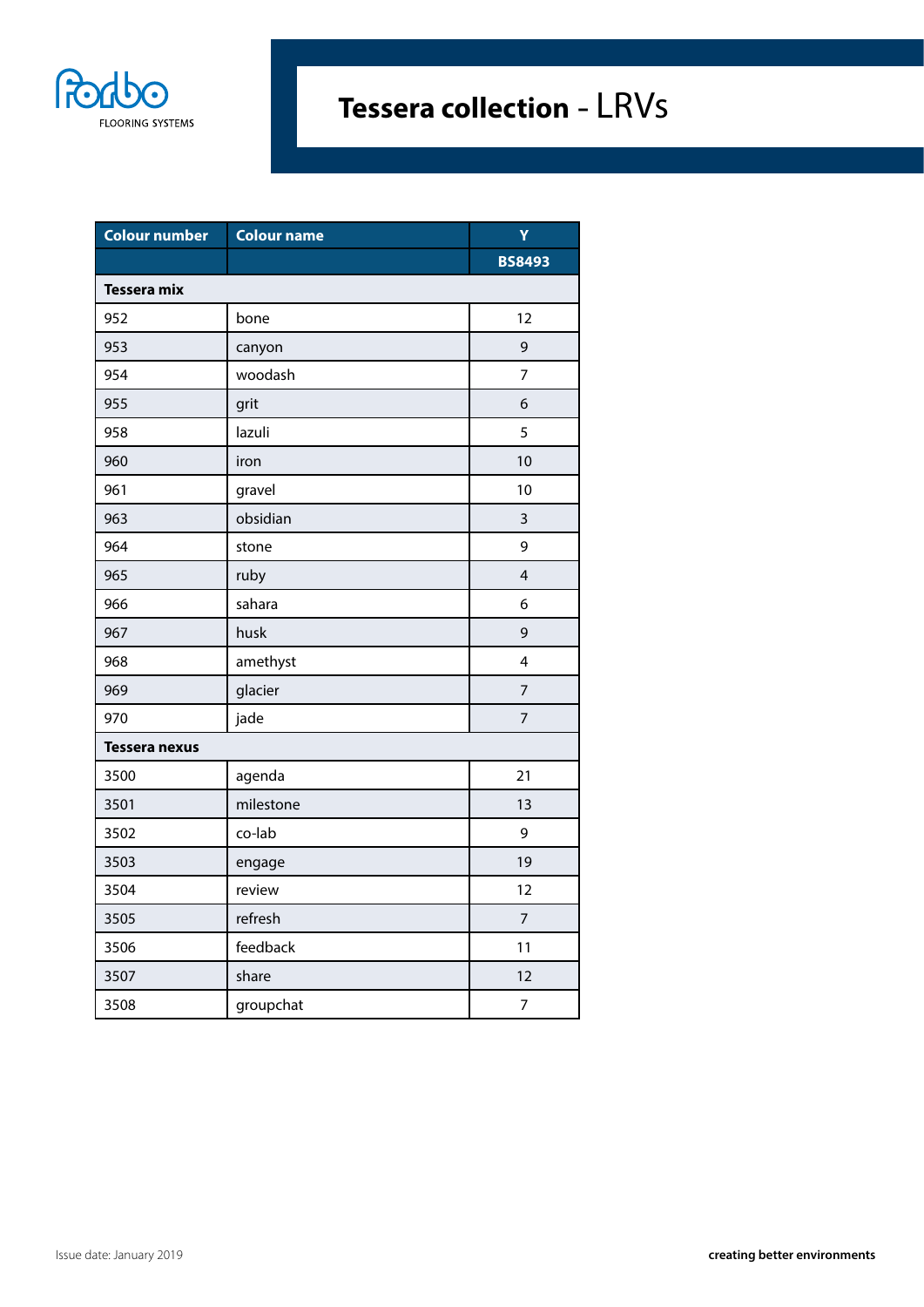# Tessera collection - LRVs

| Colour number | Colour name | Y |
|---|---|---|
| | | BS8493 |
| **Tessera mix** | | |
| 952 | bone | 12 |
| 953 | canyon | 9 |
| 954 | woodash | 7 |
| 955 | grit | 6 |
| 958 | lazuli | 5 |
| 960 | iron | 10 |
| 961 | gravel | 10 |
| 963 | obsidian | 3 |
| 964 | stone | 9 |
| 965 | ruby | 4 |
| 966 | sahara | 6 |
| 967 | husk | 9 |
| 968 | amethyst | 4 |
| 969 | glacier | 7 |
| 970 | jade | 7 |
| **Tessera nexus** | | |
| 3500 | agenda | 21 |
| 3501 | milestone | 13 |
| 3502 | co-lab | 9 |
| 3503 | engage | 19 |
| 3504 | review | 12 |
| 3505 | refresh | 7 |
| 3506 | feedback | 11 |
| 3507 | share | 12 |
| 3508 | groupchat | 7 |

Issue date: January 2019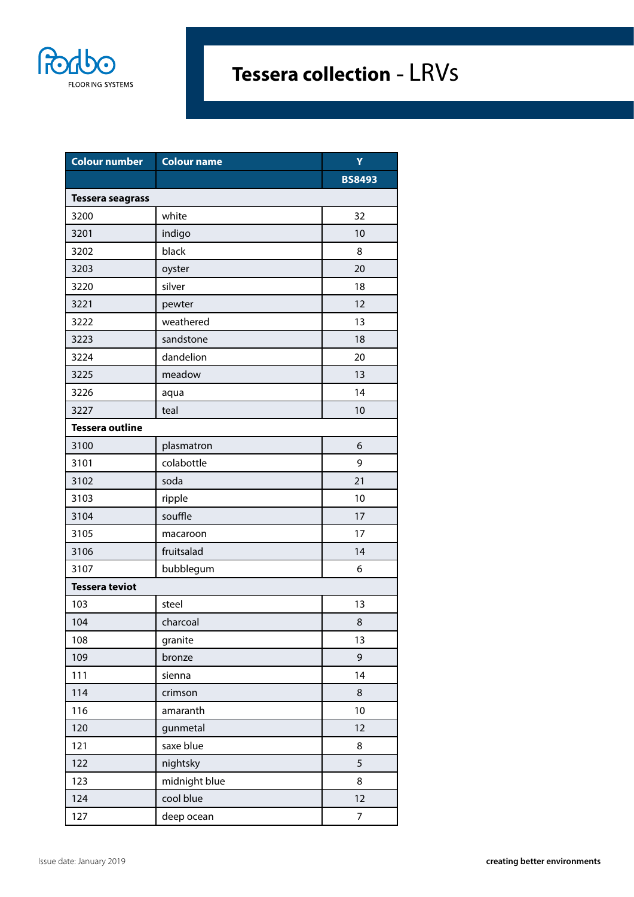# Tessera collection - LRVs

| Colour number | Colour name | Y |
|---|---|---|
| | | BS8493 |
| **Tessera seagrass** | | |
| 3200 | white | 32 |
| 3201 | indigo | 10 |
| 3202 | black | 8 |
| 3203 | oyster | 20 |
| 3220 | silver | 18 |
| 3221 | pewter | 12 |
| 3222 | weathered | 13 |
| 3223 | sandstone | 18 |
| 3224 | dandelion | 20 |
| 3225 | meadow | 13 |
| 3226 | aqua | 14 |
| 3227 | teal | 10 |
| **Tessera outline** | | |
| 3100 | plasmatron | 6 |
| 3101 | colabottle | 9 |
| 3102 | soda | 21 |
| 3103 | ripple | 10 |
| 3104 | souffle | 17 |
| 3105 | macaroon | 17 |
| 3106 | fruitsalad | 14 |
| 3107 | bubblegum | 6 |
| **Tessera teviot** | | |
| 103 | steel | 13 |
| 104 | charcoal | 8 |
| 108 | granite | 13 |
| 109 | bronze | 9 |
| 111 | sienna | 14 |
| 114 | crimson | 8 |
| 116 | amaranth | 10 |
| 120 | gunmetal | 12 |
| 121 | saxe blue | 8 |
| 122 | nightsky | 5 |
| 123 | midnight blue | 8 |
| 124 | cool blue | 12 |
| 127 | deep ocean | 7 |

Issue date: January 2019

**creating better environments**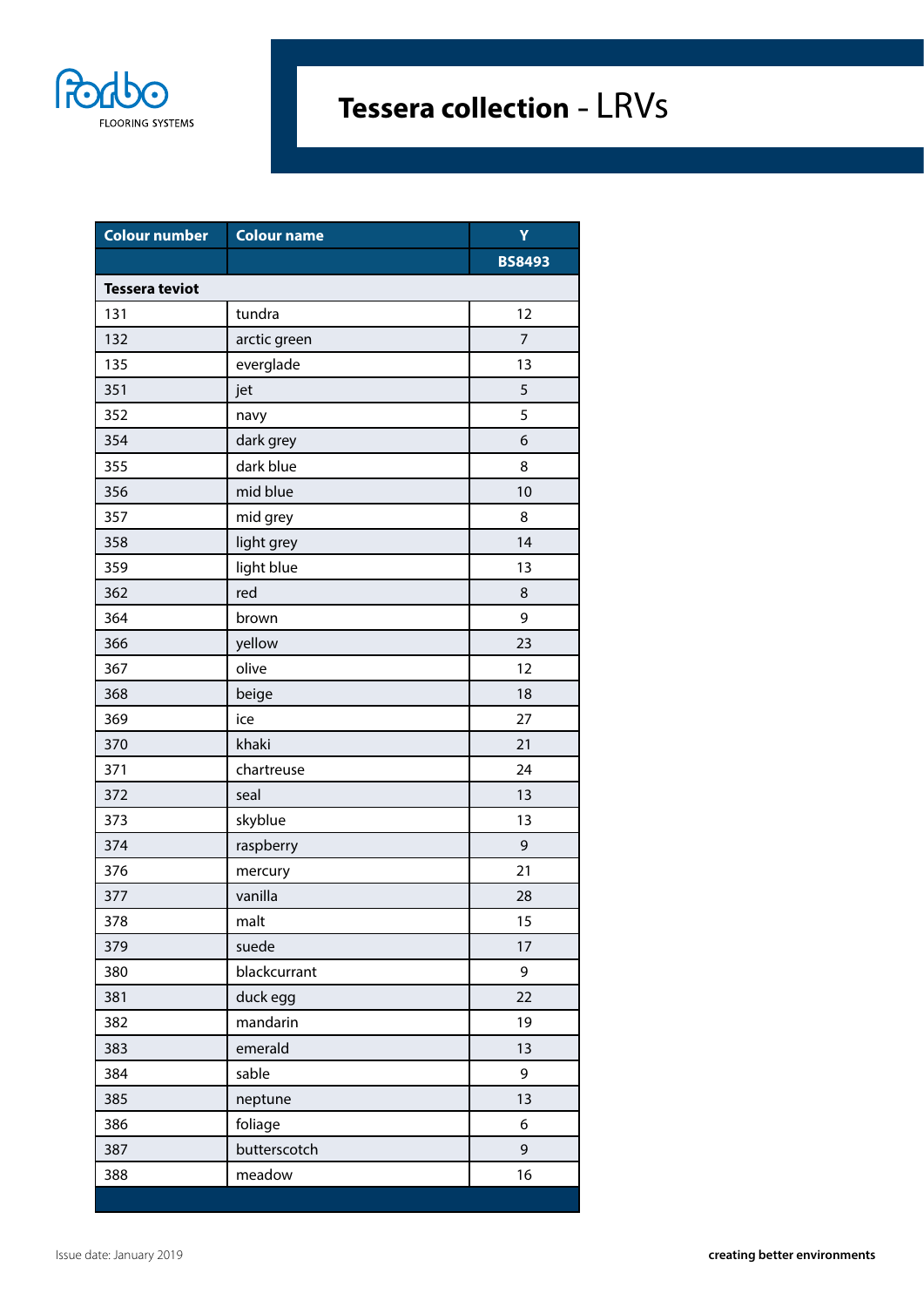# Tessera collection - LRVs

| Colour number | Colour name | Y |
| --- | --- | --- |
| | | BS8493 |
| **Tessera teviot** | | |
| 131 | tundra | 12 |
| 132 | arctic green | 7 |
| 135 | everglade | 13 |
| 351 | jet | 5 |
| 352 | navy | 5 |
| 354 | dark grey | 6 |
| 355 | dark blue | 8 |
| 356 | mid blue | 10 |
| 357 | mid grey | 8 |
| 358 | light grey | 14 |
| 359 | light blue | 13 |
| 362 | red | 8 |
| 364 | brown | 9 |
| 366 | yellow | 23 |
| 367 | olive | 12 |
| 368 | beige | 18 |
| 369 | ice | 27 |
| 370 | khaki | 21 |
| 371 | chartreuse | 24 |
| 372 | seal | 13 |
| 373 | skyblue | 13 |
| 374 | raspberry | 9 |
| 376 | mercury | 21 |
| 377 | vanilla | 28 |
| 378 | malt | 15 |
| 379 | suede | 17 |
| 380 | blackcurrant | 9 |
| 381 | duck egg | 22 |
| 382 | mandarin | 19 |
| 383 | emerald | 13 |
| 384 | sable | 9 |
| 385 | neptune | 13 |
| 386 | foliage | 6 |
| 387 | butterscotch | 9 |
| 388 | meadow | 16 |

Issue date: January 2019

**creating better environments**